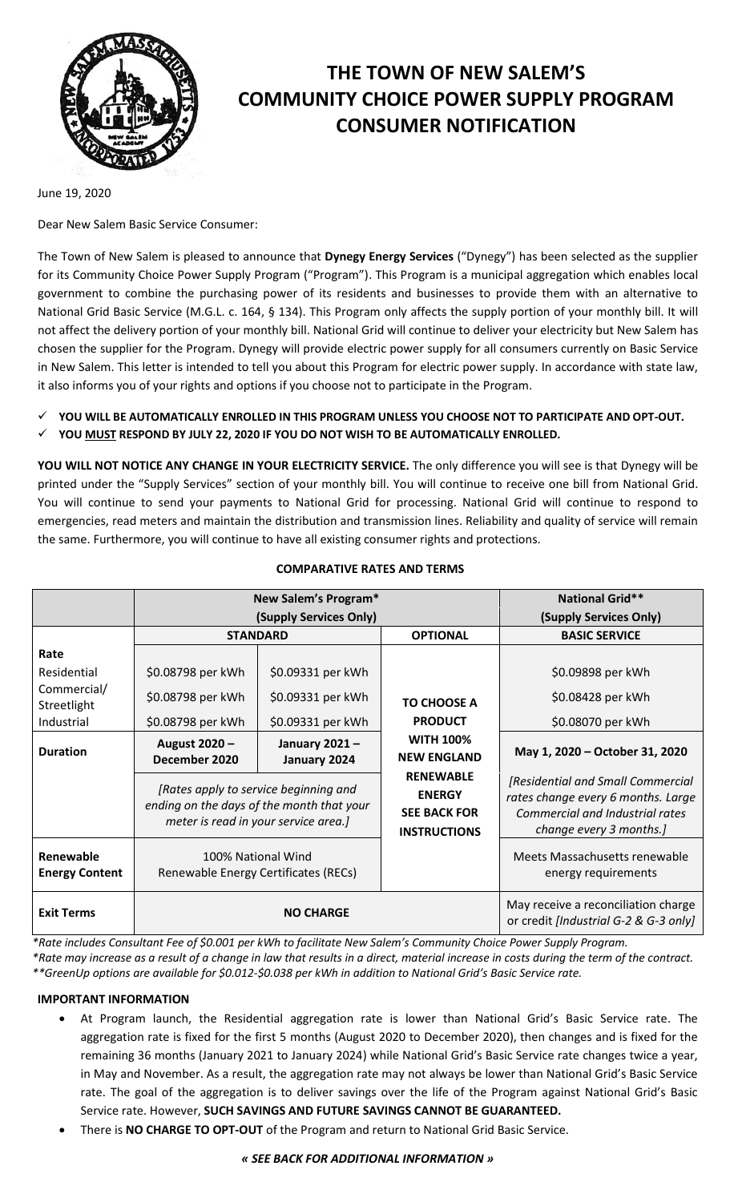# THE TOWN OF NEW SALEM'S COMMUNITY CHOICE POWER SUPPLY PROGRAM CONSUMER NOTIFICATION

June 19, 2020

Dear New Salem Basic Service Consumer:

The Town of New Salem is pleased to announce that **Dynegy Energy Services** ("Dynegy") has been selected as the supplier for its Community Choice Power Supply Program ("Program"). This Program is a municipal aggregation which enables local government to combine the purchasing power of its residents and businesses to provide them with an alternative to National Grid Basic Service (M.G.L. c. 164, § 134). This Program only affects the supply portion of your monthly bill. It will not affect the delivery portion of your monthly bill. National Grid will continue to deliver your electricity but New Salem has chosen the supplier for the Program. Dynegy will provide electric power supply for all consumers currently on Basic Service in New Salem. This letter is intended to tell you about this Program for electric power supply. In accordance with state law, it also informs you of your rights and options if you choose not to participate in the Program.

- ✓ **YOU WILL BE AUTOMATICALLY ENROLLED IN THIS PROGRAM UNLESS YOU CHOOSE NOT TO PARTICIPATE AND OPT-OUT.**
- ✓ **YOU MUST RESPOND BY JULY 22, 2020 IF YOU DO NOT WISH TO BE AUTOMATICALLY ENROLLED.**

**YOU WILL NOT NOTICE ANY CHANGE IN YOUR ELECTRICITY SERVICE.** The only difference you will see is that Dynegy will be printed under the "Supply Services" section of your monthly bill. You will continue to receive one bill from National Grid. You will continue to send your payments to National Grid for processing. National Grid will continue to respond to emergencies, read meters and maintain the distribution and transmission lines. Reliability and quality of service will remain the same. Furthermore, you will continue to have all existing consumer rights and protections.

**COMPARATIVE RATES AND TERMS**

| | New Salem's Program* (Supply Services Only) | | | National Grid** (Supply Services Only) |
|---|---|---|---|---|
| | **STANDARD** | | **OPTIONAL** | **BASIC SERVICE** |
| **Rate** | | | | |
| Residential | $0.08798 per kWh | $0.09331 per kWh | TO CHOOSE A PRODUCT WITH 100% NEW ENGLAND RENEWABLE ENERGY SEE BACK FOR INSTRUCTIONS | $0.09898 per kWh |
| Commercial/ Streetlight | $0.08798 per kWh | $0.09331 per kWh | | $0.08428 per kWh |
| Industrial | $0.08798 per kWh | $0.09331 per kWh | | $0.08070 per kWh |
| **Duration** | **August 2020 – December 2020** | **January 2021 – January 2024** | | May 1, 2020 – October 31, 2020 |
| | *[Rates apply to service beginning and ending on the days of the month that your meter is read in your service area.]* | | | *[Residential and Small Commercial rates change every 6 months. Large Commercial and Industrial rates change every 3 months.]* |
| **Renewable Energy Content** | 100% National Wind Renewable Energy Certificates (RECs) | | | Meets Massachusetts renewable energy requirements |
| **Exit Terms** | **NO CHARGE** | | | May receive a reconciliation charge or credit *[Industrial G-2 & G-3 only]* |

*\*Rate includes Consultant Fee of $0.001 per kWh to facilitate New Salem's Community Choice Power Supply Program.*
*\*Rate may increase as a result of a change in law that results in a direct, material increase in costs during the term of the contract.*
*\*\*GreenUp options are available for $0.012-$0.038 per kWh in addition to National Grid's Basic Service rate.*

**IMPORTANT INFORMATION**

- At Program launch, the Residential aggregation rate is lower than National Grid's Basic Service rate. The aggregation rate is fixed for the first 5 months (August 2020 to December 2020), then changes and is fixed for the remaining 36 months (January 2021 to January 2024) while National Grid's Basic Service rate changes twice a year, in May and November. As a result, the aggregation rate may not always be lower than National Grid's Basic Service rate. The goal of the aggregation is to deliver savings over the life of the Program against National Grid's Basic Service rate. However, **SUCH SAVINGS AND FUTURE SAVINGS CANNOT BE GUARANTEED.**
- There is **NO CHARGE TO OPT-OUT** of the Program and return to National Grid Basic Service.

***« SEE BACK FOR ADDITIONAL INFORMATION »***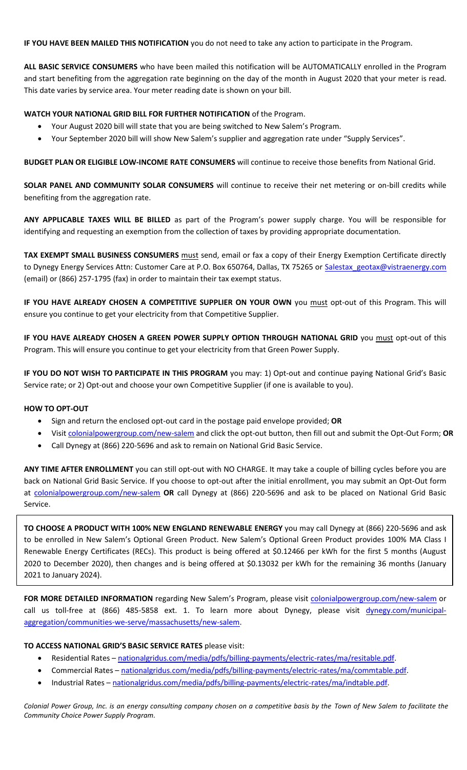**IF YOU HAVE BEEN MAILED THIS NOTIFICATION** you do not need to take any action to participate in the Program.

**ALL BASIC SERVICE CONSUMERS** who have been mailed this notification will be AUTOMATICALLY enrolled in the Program and start benefiting from the aggregation rate beginning on the day of the month in August 2020 that your meter is read. This date varies by service area. Your meter reading date is shown on your bill.

**WATCH YOUR NATIONAL GRID BILL FOR FURTHER NOTIFICATION** of the Program.

- Your August 2020 bill will state that you are being switched to New Salem's Program.
- Your September 2020 bill will show New Salem's supplier and aggregation rate under "Supply Services".

**BUDGET PLAN OR ELIGIBLE LOW-INCOME RATE CONSUMERS** will continue to receive those benefits from National Grid.

**SOLAR PANEL AND COMMUNITY SOLAR CONSUMERS** will continue to receive their net metering or on-bill credits while benefiting from the aggregation rate.

**ANY APPLICABLE TAXES WILL BE BILLED** as part of the Program's power supply charge. You will be responsible for identifying and requesting an exemption from the collection of taxes by providing appropriate documentation.

**TAX EXEMPT SMALL BUSINESS CONSUMERS** must send, email or fax a copy of their Energy Exemption Certificate directly to Dynegy Energy Services Attn: Customer Care at P.O. Box 650764, Dallas, TX 75265 or Salestax_geotax@vistraenergy.com (email) or (866) 257-1795 (fax) in order to maintain their tax exempt status.

**IF YOU HAVE ALREADY CHOSEN A COMPETITIVE SUPPLIER ON YOUR OWN** you must opt-out of this Program. This will ensure you continue to get your electricity from that Competitive Supplier.

**IF YOU HAVE ALREADY CHOSEN A GREEN POWER SUPPLY OPTION THROUGH NATIONAL GRID** you must opt-out of this Program. This will ensure you continue to get your electricity from that Green Power Supply.

**IF YOU DO NOT WISH TO PARTICIPATE IN THIS PROGRAM** you may: 1) Opt-out and continue paying National Grid's Basic Service rate; or 2) Opt-out and choose your own Competitive Supplier (if one is available to you).

**HOW TO OPT-OUT**

- Sign and return the enclosed opt-out card in the postage paid envelope provided; **OR**
- Visit colonialpowergroup.com/new-salem and click the opt-out button, then fill out and submit the Opt-Out Form; **OR**
- Call Dynegy at (866) 220-5696 and ask to remain on National Grid Basic Service.

**ANY TIME AFTER ENROLLMENT** you can still opt-out with NO CHARGE. It may take a couple of billing cycles before you are back on National Grid Basic Service. If you choose to opt-out after the initial enrollment, you may submit an Opt-Out form at colonialpowergroup.com/new-salem **OR** call Dynegy at (866) 220-5696 and ask to be placed on National Grid Basic Service.

**TO CHOOSE A PRODUCT WITH 100% NEW ENGLAND RENEWABLE ENERGY** you may call Dynegy at (866) 220-5696 and ask to be enrolled in New Salem's Optional Green Product. New Salem's Optional Green Product provides 100% MA Class I Renewable Energy Certificates (RECs). This product is being offered at $0.12466 per kWh for the first 5 months (August 2020 to December 2020), then changes and is being offered at $0.13032 per kWh for the remaining 36 months (January 2021 to January 2024).

**FOR MORE DETAILED INFORMATION** regarding New Salem's Program, please visit colonialpowergroup.com/new-salem or call us toll-free at (866) 485-5858 ext. 1. To learn more about Dynegy, please visit dynegy.com/municipal-aggregation/communities-we-serve/massachusetts/new-salem.

**TO ACCESS NATIONAL GRID'S BASIC SERVICE RATES** please visit:

- Residential Rates – nationalgridus.com/media/pdfs/billing-payments/electric-rates/ma/resitable.pdf.
- Commercial Rates – nationalgridus.com/media/pdfs/billing-payments/electric-rates/ma/commtable.pdf.
- Industrial Rates – nationalgridus.com/media/pdfs/billing-payments/electric-rates/ma/indtable.pdf.

*Colonial Power Group, Inc. is an energy consulting company chosen on a competitive basis by the Town of New Salem to facilitate the Community Choice Power Supply Program.*